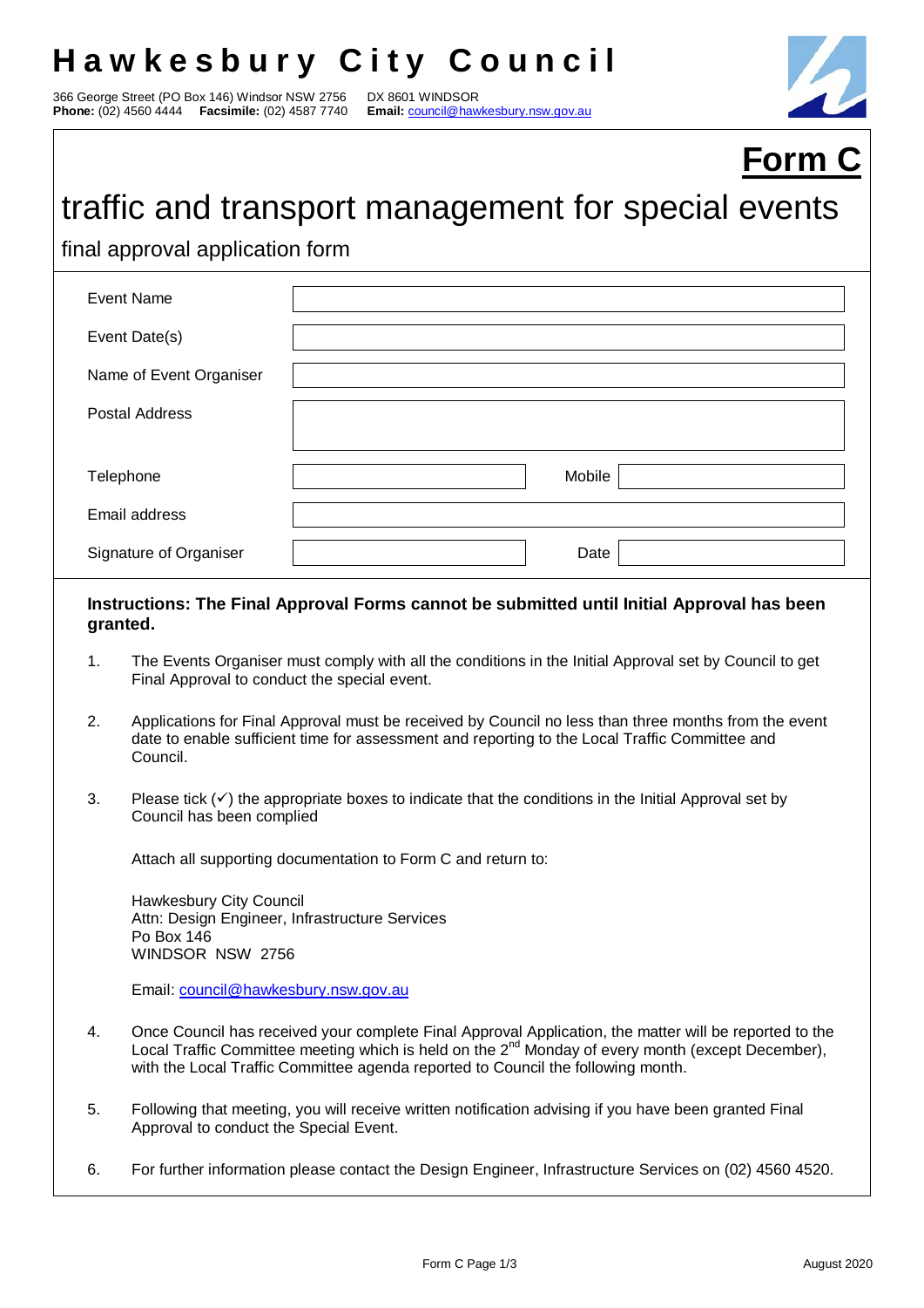# Hawkesbury City Council

366 George Street (PO Box 146) Windsor NSW 2756 DX 8601 WINDSOR
**Phone:** (02) 4560 4444 **Facsimile:** (02) 4587 7740 **Email:** council@hawkesbury.nsw.gov.au

## Form C

# traffic and transport management for special events

## final approval application form

| | | | |
|---|---|---|---|
| Event Name | | | |
| Event Date(s) | | | |
| Name of Event Organiser | | | |
| Postal Address | | | |
| Telephone | | Mobile | |
| Email address | | | |
| Signature of Organiser | | Date | |

**Instructions: The Final Approval Forms cannot be submitted until Initial Approval has been granted.**

1. The Events Organiser must comply with all the conditions in the Initial Approval set by Council to get Final Approval to conduct the special event.

2. Applications for Final Approval must be received by Council no less than three months from the event date to enable sufficient time for assessment and reporting to the Local Traffic Committee and Council.

3. Please tick (✓) the appropriate boxes to indicate that the conditions in the Initial Approval set by Council has been complied

   Attach all supporting documentation to Form C and return to:

   Hawkesbury City Council
   Attn: Design Engineer, Infrastructure Services
   Po Box 146
   WINDSOR NSW 2756

   Email: council@hawkesbury.nsw.gov.au

4. Once Council has received your complete Final Approval Application, the matter will be reported to the Local Traffic Committee meeting which is held on the 2nd Monday of every month (except December), with the Local Traffic Committee agenda reported to Council the following month.

5. Following that meeting, you will receive written notification advising if you have been granted Final Approval to conduct the Special Event.

6. For further information please contact the Design Engineer, Infrastructure Services on (02) 4560 4520.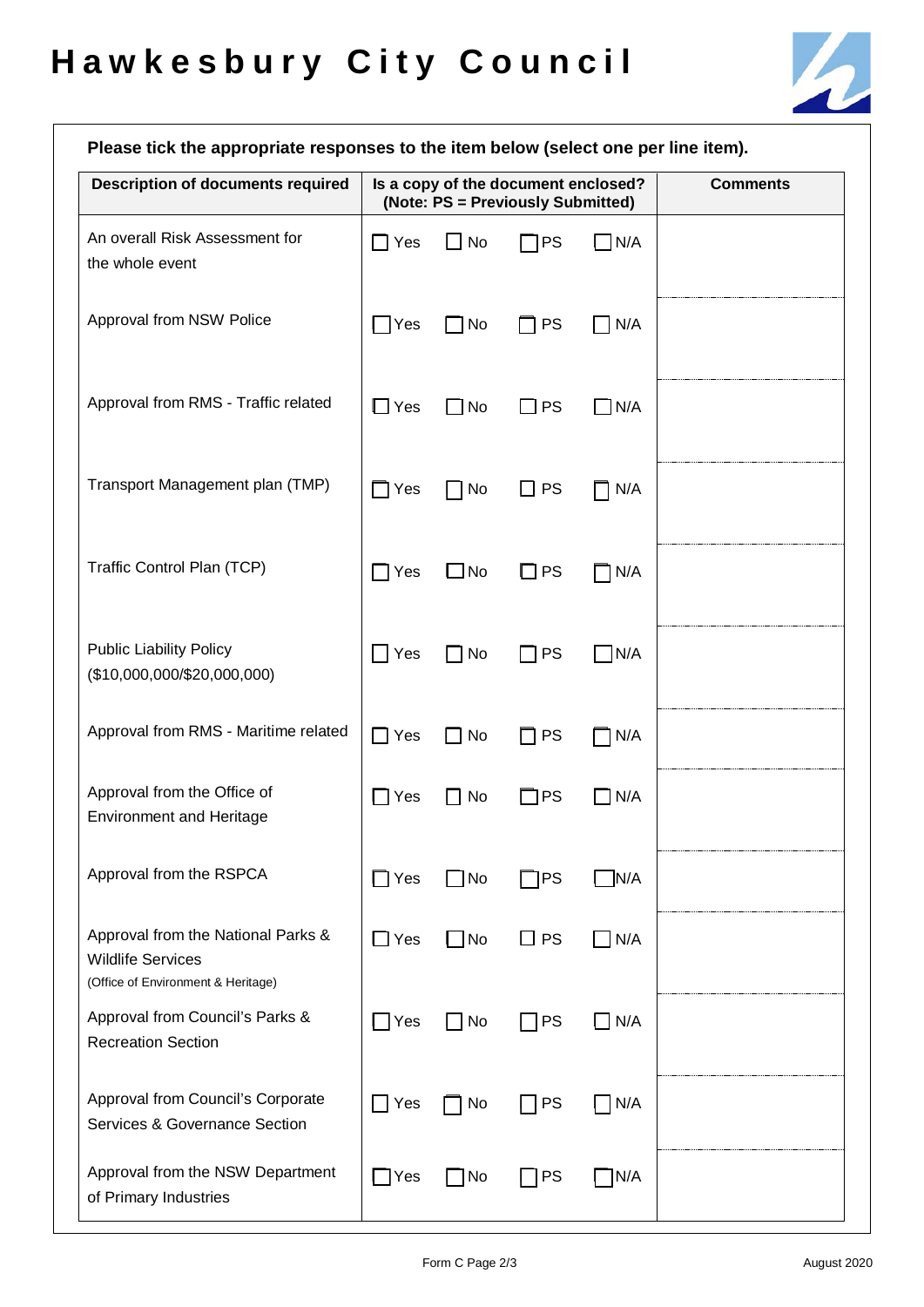# Hawkesbury City Council

**Please tick the appropriate responses to the item below (select one per line item).**

| Description of documents required | Is a copy of the document enclosed? (Note: PS = Previously Submitted) | Comments |
|---|---|---|
| An overall Risk Assessment for the whole event | ☐ Yes ☐ No ☐ PS ☐ N/A | |
| Approval from NSW Police | ☐ Yes ☐ No ☐ PS ☐ N/A | |
| Approval from RMS - Traffic related | ☐ Yes ☐ No ☐ PS ☐ N/A | |
| Transport Management plan (TMP) | ☐ Yes ☐ No ☐ PS ☐ N/A | |
| Traffic Control Plan (TCP) | ☐ Yes ☐ No ☐ PS ☐ N/A | |
| Public Liability Policy ($10,000,000/$20,000,000) | ☐ Yes ☐ No ☐ PS ☐ N/A | |
| Approval from RMS - Maritime related | ☐ Yes ☐ No ☐ PS ☐ N/A | |
| Approval from the Office of Environment and Heritage | ☐ Yes ☐ No ☐ PS ☐ N/A | |
| Approval from the RSPCA | ☐ Yes ☐ No ☐ PS ☐ N/A | |
| Approval from the National Parks & Wildlife Services (Office of Environment & Heritage) | ☐ Yes ☐ No ☐ PS ☐ N/A | |
| Approval from Council's Parks & Recreation Section | ☐ Yes ☐ No ☐ PS ☐ N/A | |
| Approval from Council's Corporate Services & Governance Section | ☐ Yes ☐ No ☐ PS ☐ N/A | |
| Approval from the NSW Department of Primary Industries | ☐ Yes ☐ No ☐ PS ☐ N/A | |

Form C Page 2/3 August 2020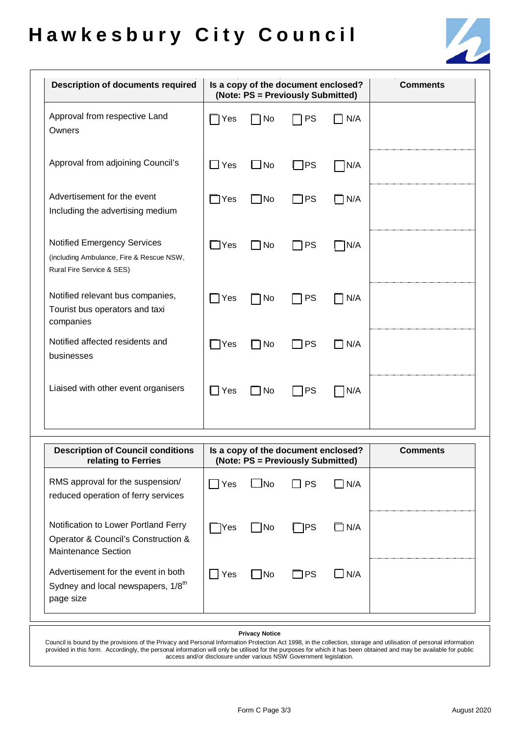# Hawkesbury City Council

| Description of documents required | Is a copy of the document enclosed? (Note: PS = Previously Submitted) | Comments |
|---|---|---|
| Approval from respective Land Owners | ☐ Yes ☐ No ☐ PS ☐ N/A | |
| Approval from adjoining Council's | ☐ Yes ☐ No ☐ PS ☐ N/A | |
| Advertisement for the event Including the advertising medium | ☐ Yes ☐ No ☐ PS ☐ N/A | |
| Notified Emergency Services (including Ambulance, Fire & Rescue NSW, Rural Fire Service & SES) | ☐ Yes ☐ No ☐ PS ☐ N/A | |
| Notified relevant bus companies, Tourist bus operators and taxi companies | ☐ Yes ☐ No ☐ PS ☐ N/A | |
| Notified affected residents and businesses | ☐ Yes ☐ No ☐ PS ☐ N/A | |
| Liaised with other event organisers | ☐ Yes ☐ No ☐ PS ☐ N/A | |

| Description of Council conditions relating to Ferries | Is a copy of the document enclosed? (Note: PS = Previously Submitted) | Comments |
|---|---|---|
| RMS approval for the suspension/ reduced operation of ferry services | ☐ Yes ☐ No ☐ PS ☐ N/A | |
| Notification to Lower Portland Ferry Operator & Council's Construction & Maintenance Section | ☐ Yes ☐ No ☐ PS ☐ N/A | |
| Advertisement for the event in both Sydney and local newspapers, 1/8th page size | ☐ Yes ☐ No ☐ PS ☐ N/A | |

**Privacy Notice**

Council is bound by the provisions of the Privacy and Personal Information Protection Act 1998, in the collection, storage and utilisation of personal information provided in this form. Accordingly, the personal information will only be utilised for the purposes for which it has been obtained and may be available for public access and/or disclosure under various NSW Government legislation.

Form C Page 3/3 August 2020